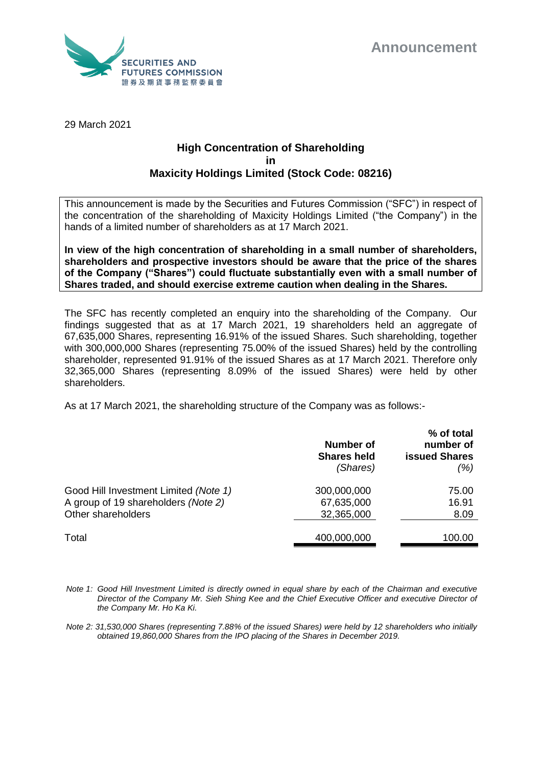Announcement

29 March 2021

# High Concentration of Shareholding in Maxicity Holdings Limited (Stock Code: 08216)

This announcement is made by the Securities and Futures Commission ("SFC") in respect of the concentration of the shareholding of Maxicity Holdings Limited ("the Company") in the hands of a limited number of shareholders as at 17 March 2021.

**In view of the high concentration of shareholding in a small number of shareholders, shareholders and prospective investors should be aware that the price of the shares of the Company ("Shares") could fluctuate substantially even with a small number of Shares traded, and should exercise extreme caution when dealing in the Shares.**

The SFC has recently completed an enquiry into the shareholding of the Company. Our findings suggested that as at 17 March 2021, 19 shareholders held an aggregate of 67,635,000 Shares, representing 16.91% of the issued Shares. Such shareholding, together with 300,000,000 Shares (representing 75.00% of the issued Shares) held by the controlling shareholder, represented 91.91% of the issued Shares as at 17 March 2021. Therefore only 32,365,000 Shares (representing 8.09% of the issued Shares) were held by other shareholders.

As at 17 March 2021, the shareholding structure of the Company was as follows:-

| | **Number of Shares held** *(Shares)* | **% of total number of issued Shares** *(%)* |
|---|---|---|
| Good Hill Investment Limited *(Note 1)* | 300,000,000 | 75.00 |
| A group of 19 shareholders *(Note 2)* | 67,635,000 | 16.91 |
| Other shareholders | 32,365,000 | 8.09 |
| Total | 400,000,000 | 100.00 |

*Note 1: Good Hill Investment Limited is directly owned in equal share by each of the Chairman and executive Director of the Company Mr. Sieh Shing Kee and the Chief Executive Officer and executive Director of the Company Mr. Ho Ka Ki.*

*Note 2: 31,530,000 Shares (representing 7.88% of the issued Shares) were held by 12 shareholders who initially obtained 19,860,000 Shares from the IPO placing of the Shares in December 2019.*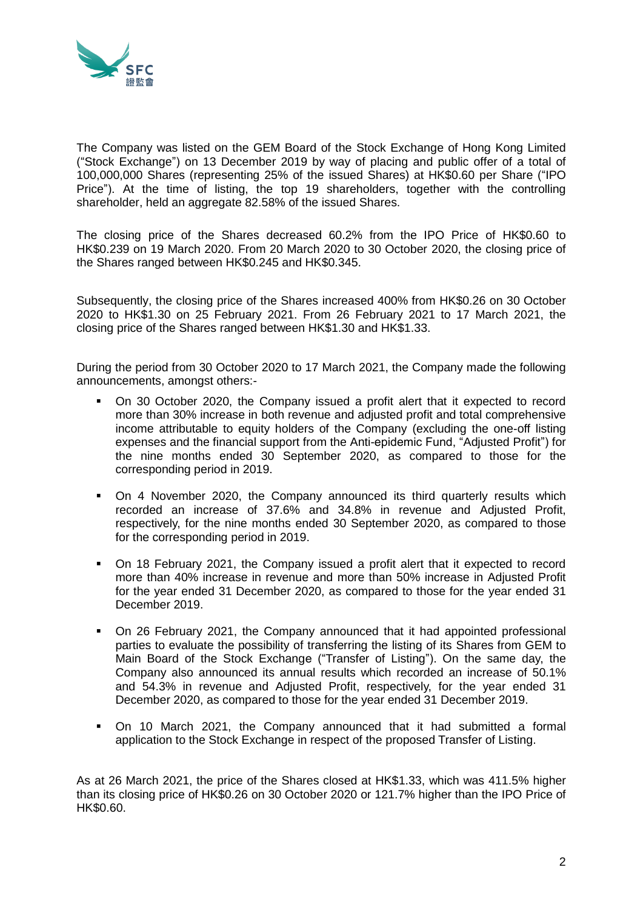The Company was listed on the GEM Board of the Stock Exchange of Hong Kong Limited ("Stock Exchange") on 13 December 2019 by way of placing and public offer of a total of 100,000,000 Shares (representing 25% of the issued Shares) at HK$0.60 per Share ("IPO Price"). At the time of listing, the top 19 shareholders, together with the controlling shareholder, held an aggregate 82.58% of the issued Shares.

The closing price of the Shares decreased 60.2% from the IPO Price of HK$0.60 to HK$0.239 on 19 March 2020. From 20 March 2020 to 30 October 2020, the closing price of the Shares ranged between HK$0.245 and HK$0.345.

Subsequently, the closing price of the Shares increased 400% from HK$0.26 on 30 October 2020 to HK$1.30 on 25 February 2021. From 26 February 2021 to 17 March 2021, the closing price of the Shares ranged between HK$1.30 and HK$1.33.

During the period from 30 October 2020 to 17 March 2021, the Company made the following announcements, amongst others:-

- On 30 October 2020, the Company issued a profit alert that it expected to record more than 30% increase in both revenue and adjusted profit and total comprehensive income attributable to equity holders of the Company (excluding the one-off listing expenses and the financial support from the Anti-epidemic Fund, "Adjusted Profit") for the nine months ended 30 September 2020, as compared to those for the corresponding period in 2019.
- On 4 November 2020, the Company announced its third quarterly results which recorded an increase of 37.6% and 34.8% in revenue and Adjusted Profit, respectively, for the nine months ended 30 September 2020, as compared to those for the corresponding period in 2019.
- On 18 February 2021, the Company issued a profit alert that it expected to record more than 40% increase in revenue and more than 50% increase in Adjusted Profit for the year ended 31 December 2020, as compared to those for the year ended 31 December 2019.
- On 26 February 2021, the Company announced that it had appointed professional parties to evaluate the possibility of transferring the listing of its Shares from GEM to Main Board of the Stock Exchange ("Transfer of Listing"). On the same day, the Company also announced its annual results which recorded an increase of 50.1% and 54.3% in revenue and Adjusted Profit, respectively, for the year ended 31 December 2020, as compared to those for the year ended 31 December 2019.
- On 10 March 2021, the Company announced that it had submitted a formal application to the Stock Exchange in respect of the proposed Transfer of Listing.

As at 26 March 2021, the price of the Shares closed at HK$1.33, which was 411.5% higher than its closing price of HK$0.26 on 30 October 2020 or 121.7% higher than the IPO Price of HK$0.60.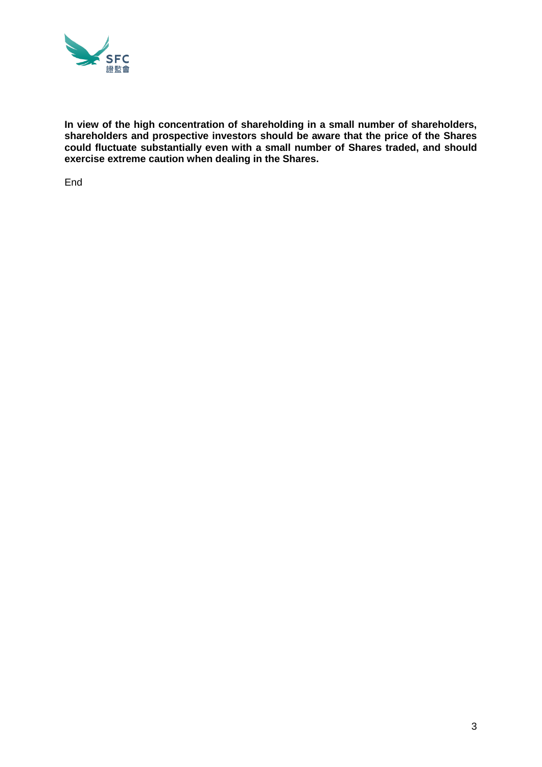**In view of the high concentration of shareholding in a small number of shareholders, shareholders and prospective investors should be aware that the price of the Shares could fluctuate substantially even with a small number of Shares traded, and should exercise extreme caution when dealing in the Shares.**

End